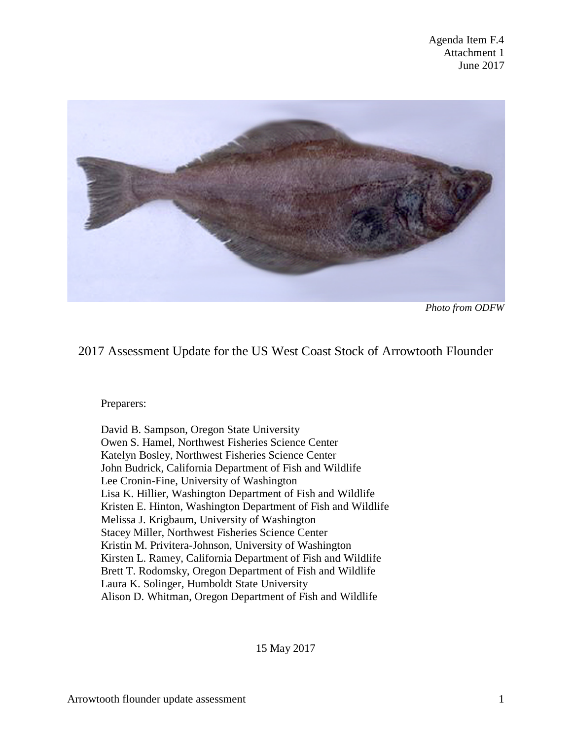Agenda Item F.4
Attachment 1
June 2017

*Photo from ODFW*

# 2017 Assessment Update for the US West Coast Stock of Arrowtooth Flounder

Preparers:

David B. Sampson, Oregon State University
Owen S. Hamel, Northwest Fisheries Science Center
Katelyn Bosley, Northwest Fisheries Science Center
John Budrick, California Department of Fish and Wildlife
Lee Cronin-Fine, University of Washington
Lisa K. Hillier, Washington Department of Fish and Wildlife
Kristen E. Hinton, Washington Department of Fish and Wildlife
Melissa J. Krigbaum, University of Washington
Stacey Miller, Northwest Fisheries Science Center
Kristin M. Privitera-Johnson, University of Washington
Kirsten L. Ramey, California Department of Fish and Wildlife
Brett T. Rodomsky, Oregon Department of Fish and Wildlife
Laura K. Solinger, Humboldt State University
Alison D. Whitman, Oregon Department of Fish and Wildlife

15 May 2017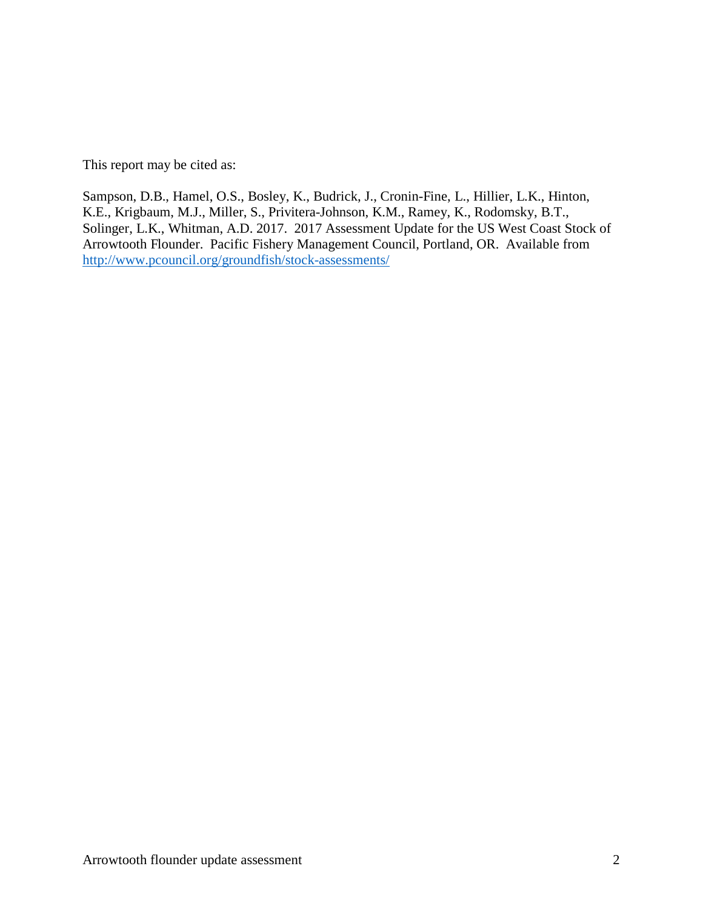This report may be cited as:

Sampson, D.B., Hamel, O.S., Bosley, K., Budrick, J., Cronin-Fine, L., Hillier, L.K., Hinton, K.E., Krigbaum, M.J., Miller, S., Privitera-Johnson, K.M., Ramey, K., Rodomsky, B.T., Solinger, L.K., Whitman, A.D. 2017. 2017 Assessment Update for the US West Coast Stock of Arrowtooth Flounder. Pacific Fishery Management Council, Portland, OR. Available from [http://www.pcouncil.org/groundfish/stock-assessments/](http://www.pcouncil.org/groundfish/stock-assessments/)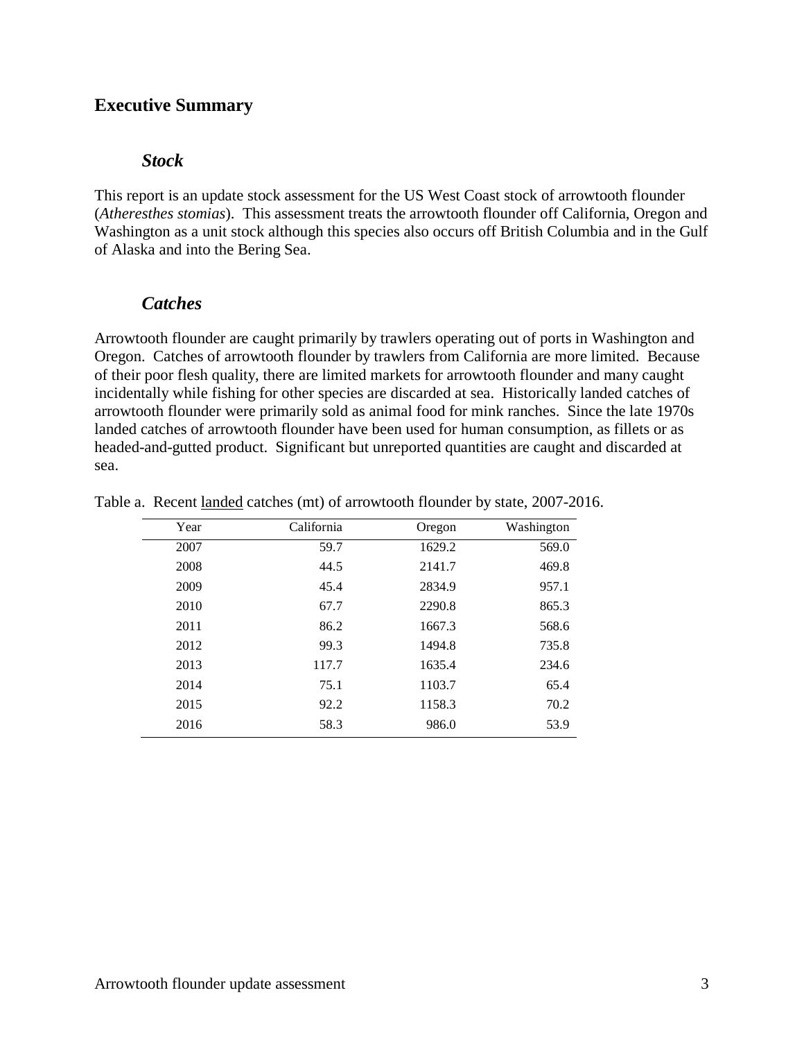# Executive Summary

## *Stock*

This report is an update stock assessment for the US West Coast stock of arrowtooth flounder (*Atheresthes stomias*). This assessment treats the arrowtooth flounder off California, Oregon and Washington as a unit stock although this species also occurs off British Columbia and in the Gulf of Alaska and into the Bering Sea.

## *Catches*

Arrowtooth flounder are caught primarily by trawlers operating out of ports in Washington and Oregon. Catches of arrowtooth flounder by trawlers from California are more limited. Because of their poor flesh quality, there are limited markets for arrowtooth flounder and many caught incidentally while fishing for other species are discarded at sea. Historically landed catches of arrowtooth flounder were primarily sold as animal food for mink ranches. Since the late 1970s landed catches of arrowtooth flounder have been used for human consumption, as fillets or as headed-and-gutted product. Significant but unreported quantities are caught and discarded at sea.

Table a. Recent landed catches (mt) of arrowtooth flounder by state, 2007-2016.

| Year | California | Oregon | Washington |
|---|---|---|---|
| 2007 | 59.7 | 1629.2 | 569.0 |
| 2008 | 44.5 | 2141.7 | 469.8 |
| 2009 | 45.4 | 2834.9 | 957.1 |
| 2010 | 67.7 | 2290.8 | 865.3 |
| 2011 | 86.2 | 1667.3 | 568.6 |
| 2012 | 99.3 | 1494.8 | 735.8 |
| 2013 | 117.7 | 1635.4 | 234.6 |
| 2014 | 75.1 | 1103.7 | 65.4 |
| 2015 | 92.2 | 1158.3 | 70.2 |
| 2016 | 58.3 | 986.0 | 53.9 |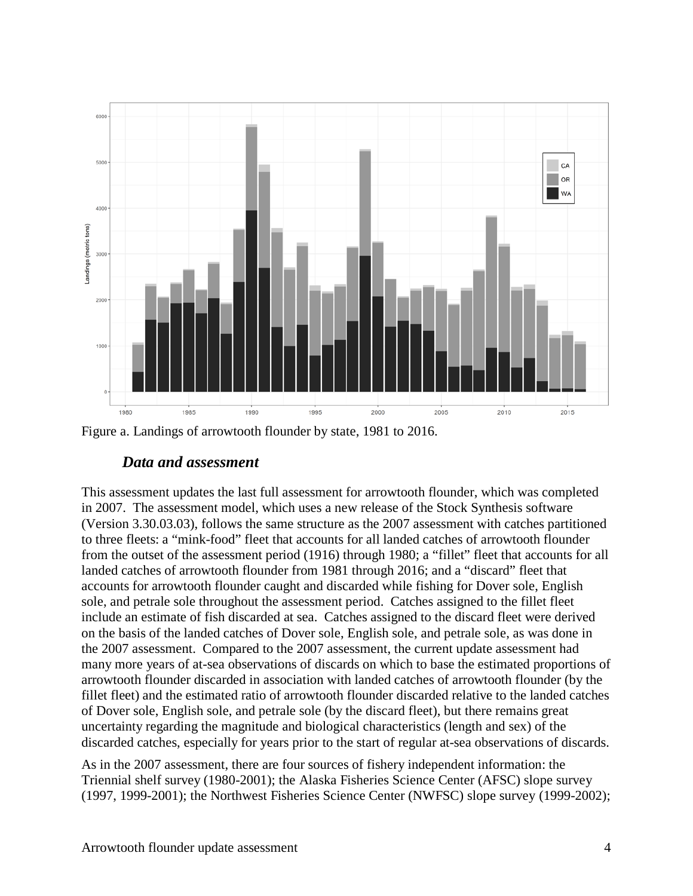6000

5000

4000

3000

2000

1000

0

Landings (metric tons)

1980 1985 1990 1995 2000 2005 2010 2015

CA

OR

WA

Figure a. Landings of arrowtooth flounder by state, 1981 to 2016.

## *Data and assessment*

This assessment updates the last full assessment for arrowtooth flounder, which was completed in 2007. The assessment model, which uses a new release of the Stock Synthesis software (Version 3.30.03.03), follows the same structure as the 2007 assessment with catches partitioned to three fleets: a "mink-food" fleet that accounts for all landed catches of arrowtooth flounder from the outset of the assessment period (1916) through 1980; a "fillet" fleet that accounts for all landed catches of arrowtooth flounder from 1981 through 2016; and a "discard" fleet that accounts for arrowtooth flounder caught and discarded while fishing for Dover sole, English sole, and petrale sole throughout the assessment period. Catches assigned to the fillet fleet include an estimate of fish discarded at sea. Catches assigned to the discard fleet were derived on the basis of the landed catches of Dover sole, English sole, and petrale sole, as was done in the 2007 assessment. Compared to the 2007 assessment, the current update assessment had many more years of at-sea observations of discards on which to base the estimated proportions of arrowtooth flounder discarded in association with landed catches of arrowtooth flounder (by the fillet fleet) and the estimated ratio of arrowtooth flounder discarded relative to the landed catches of Dover sole, English sole, and petrale sole (by the discard fleet), but there remains great uncertainty regarding the magnitude and biological characteristics (length and sex) of the discarded catches, especially for years prior to the start of regular at-sea observations of discards.

As in the 2007 assessment, there are four sources of fishery independent information: the Triennial shelf survey (1980-2001); the Alaska Fisheries Science Center (AFSC) slope survey (1997, 1999-2001); the Northwest Fisheries Science Center (NWFSC) slope survey (1999-2002);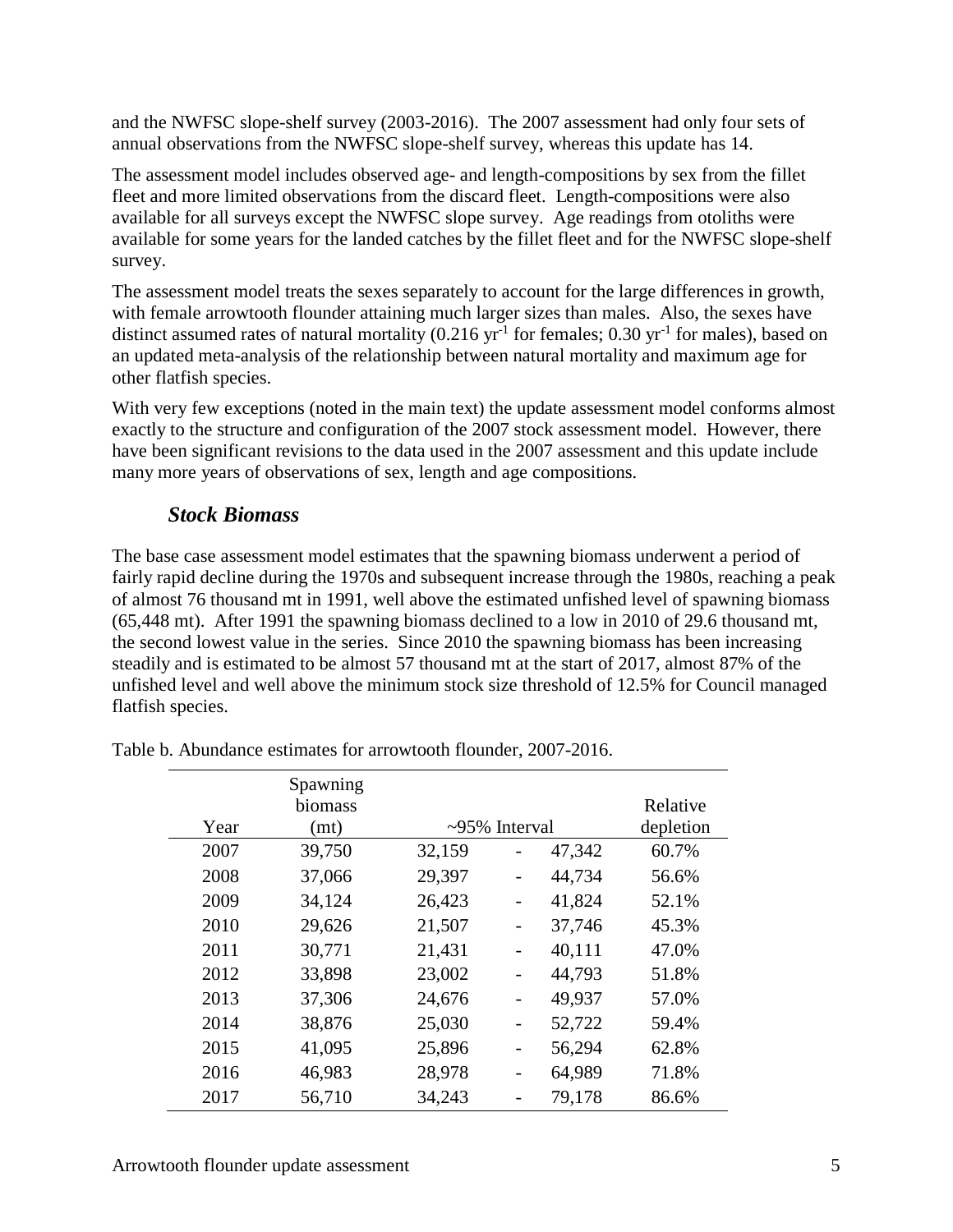and the NWFSC slope-shelf survey (2003-2016). The 2007 assessment had only four sets of annual observations from the NWFSC slope-shelf survey, whereas this update has 14.

The assessment model includes observed age- and length-compositions by sex from the fillet fleet and more limited observations from the discard fleet. Length-compositions were also available for all surveys except the NWFSC slope survey. Age readings from otoliths were available for some years for the landed catches by the fillet fleet and for the NWFSC slope-shelf survey.

The assessment model treats the sexes separately to account for the large differences in growth, with female arrowtooth flounder attaining much larger sizes than males. Also, the sexes have distinct assumed rates of natural mortality (0.216 $yr^{-1}$ for females; 0.30 $yr^{-1}$ for males), based on an updated meta-analysis of the relationship between natural mortality and maximum age for other flatfish species.

With very few exceptions (noted in the main text) the update assessment model conforms almost exactly to the structure and configuration of the 2007 stock assessment model. However, there have been significant revisions to the data used in the 2007 assessment and this update include many more years of observations of sex, length and age compositions.

### *Stock Biomass*

The base case assessment model estimates that the spawning biomass underwent a period of fairly rapid decline during the 1970s and subsequent increase through the 1980s, reaching a peak of almost 76 thousand mt in 1991, well above the estimated unfished level of spawning biomass (65,448 mt). After 1991 the spawning biomass declined to a low in 2010 of 29.6 thousand mt, the second lowest value in the series. Since 2010 the spawning biomass has been increasing steadily and is estimated to be almost 57 thousand mt at the start of 2017, almost 87% of the unfished level and well above the minimum stock size threshold of 12.5% for Council managed flatfish species.

Table b. Abundance estimates for arrowtooth flounder, 2007-2016.

| Year | Spawning biomass (mt) | ~95% Interval | | | Relative depletion |
|---|---|---|---|---|---|
| 2007 | 39,750 | 32,159 | - | 47,342 | 60.7% |
| 2008 | 37,066 | 29,397 | - | 44,734 | 56.6% |
| 2009 | 34,124 | 26,423 | - | 41,824 | 52.1% |
| 2010 | 29,626 | 21,507 | - | 37,746 | 45.3% |
| 2011 | 30,771 | 21,431 | - | 40,111 | 47.0% |
| 2012 | 33,898 | 23,002 | - | 44,793 | 51.8% |
| 2013 | 37,306 | 24,676 | - | 49,937 | 57.0% |
| 2014 | 38,876 | 25,030 | - | 52,722 | 59.4% |
| 2015 | 41,095 | 25,896 | - | 56,294 | 62.8% |
| 2016 | 46,983 | 28,978 | - | 64,989 | 71.8% |
| 2017 | 56,710 | 34,243 | - | 79,178 | 86.6% |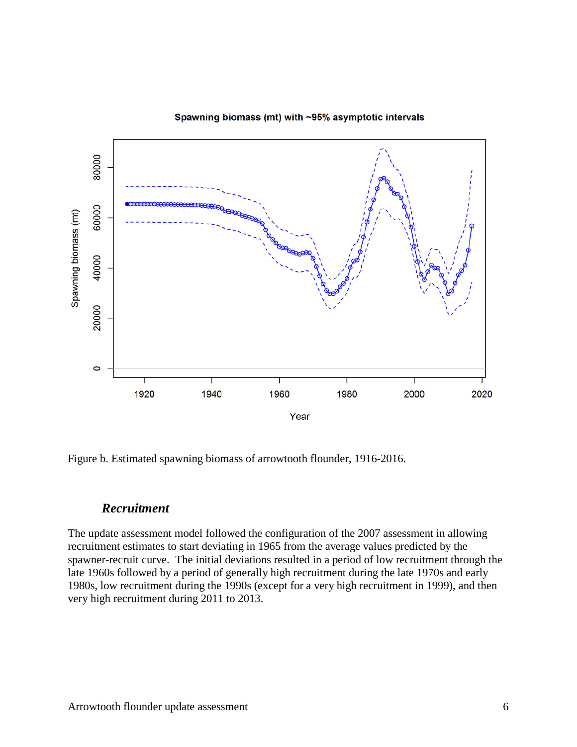Figure b. Estimated spawning biomass of arrowtooth flounder, 1916-2016.

### *Recruitment*

The update assessment model followed the configuration of the 2007 assessment in allowing recruitment estimates to start deviating in 1965 from the average values predicted by the spawner-recruit curve. The initial deviations resulted in a period of low recruitment through the late 1960s followed by a period of generally high recruitment during the late 1970s and early 1980s, low recruitment during the 1990s (except for a very high recruitment in 1999), and then very high recruitment during 2011 to 2013.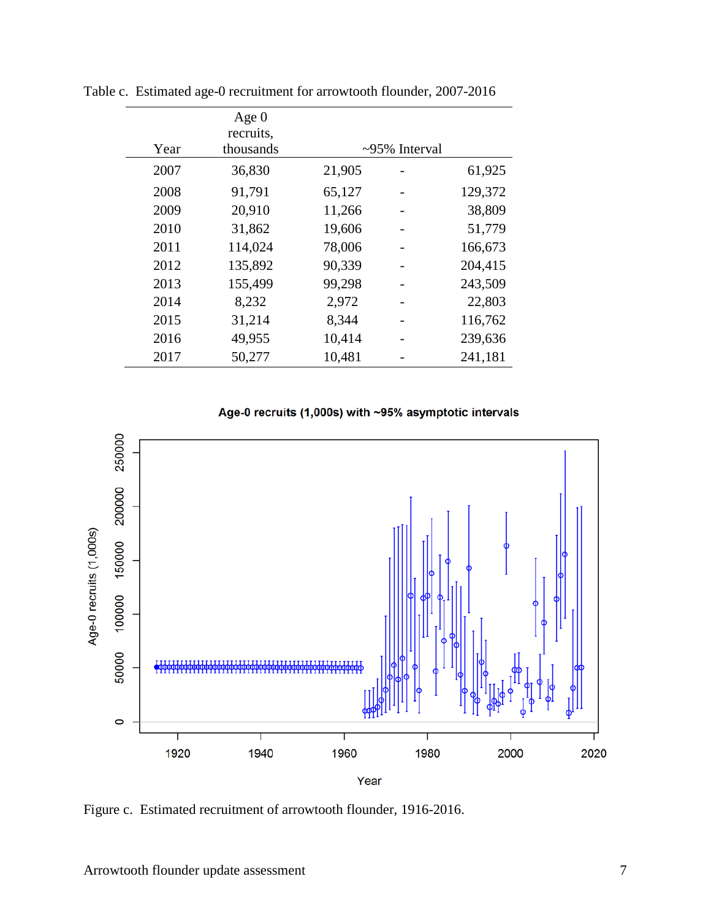Table c. Estimated age-0 recruitment for arrowtooth flounder, 2007-2016

| Year | Age 0 recruits, thousands | ~95% Interval | | |
|---|---|---|---|---|
| 2007 | 36,830 | 21,905 | - | 61,925 |
| 2008 | 91,791 | 65,127 | - | 129,372 |
| 2009 | 20,910 | 11,266 | - | 38,809 |
| 2010 | 31,862 | 19,606 | - | 51,779 |
| 2011 | 114,024 | 78,006 | - | 166,673 |
| 2012 | 135,892 | 90,339 | - | 204,415 |
| 2013 | 155,499 | 99,298 | - | 243,509 |
| 2014 | 8,232 | 2,972 | - | 22,803 |
| 2015 | 31,214 | 8,344 | - | 116,762 |
| 2016 | 49,955 | 10,414 | - | 239,636 |
| 2017 | 50,277 | 10,481 | - | 241,181 |

Age-0 recruits (1,000s) with ~95% asymptotic intervals

Age-0 recruits (1,000s)

0
50000
100000
150000
200000
250000

1920
1940
1960
1980
2000
2020

Year

Figure c. Estimated recruitment of arrowtooth flounder, 1916-2016.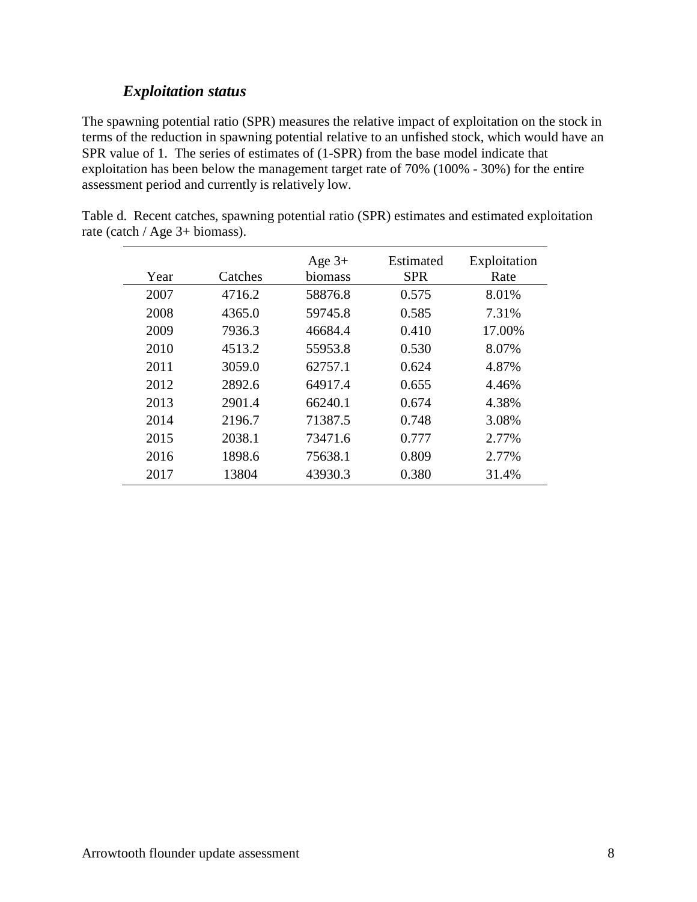### *Exploitation status*

The spawning potential ratio (SPR) measures the relative impact of exploitation on the stock in terms of the reduction in spawning potential relative to an unfished stock, which would have an SPR value of 1. The series of estimates of (1-SPR) from the base model indicate that exploitation has been below the management target rate of 70% (100% - 30%) for the entire assessment period and currently is relatively low.

Table d. Recent catches, spawning potential ratio (SPR) estimates and estimated exploitation rate (catch / Age 3+ biomass).

| Year | Catches | Age 3+ biomass | Estimated SPR | Exploitation Rate |
|---|---|---|---|---|
| 2007 | 4716.2 | 58876.8 | 0.575 | 8.01% |
| 2008 | 4365.0 | 59745.8 | 0.585 | 7.31% |
| 2009 | 7936.3 | 46684.4 | 0.410 | 17.00% |
| 2010 | 4513.2 | 55953.8 | 0.530 | 8.07% |
| 2011 | 3059.0 | 62757.1 | 0.624 | 4.87% |
| 2012 | 2892.6 | 64917.4 | 0.655 | 4.46% |
| 2013 | 2901.4 | 66240.1 | 0.674 | 4.38% |
| 2014 | 2196.7 | 71387.5 | 0.748 | 3.08% |
| 2015 | 2038.1 | 73471.6 | 0.777 | 2.77% |
| 2016 | 1898.6 | 75638.1 | 0.809 | 2.77% |
| 2017 | 13804 | 43930.3 | 0.380 | 31.4% |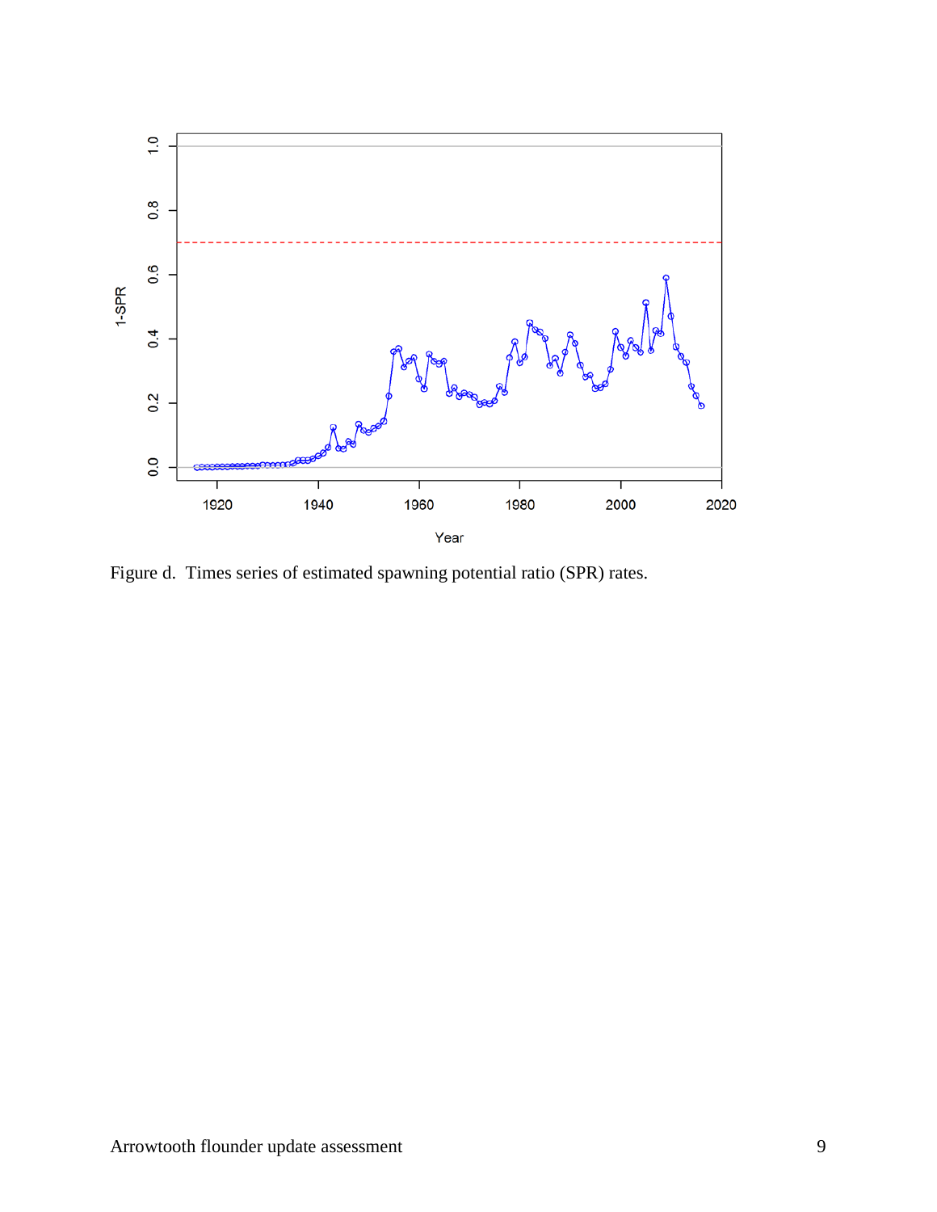1.0
0.8
0.6
0.4
0.2
0.0

1-SPR

1920
1940
1960
1980
2000
2020

Year

Figure d. Times series of estimated spawning potential ratio (SPR) rates.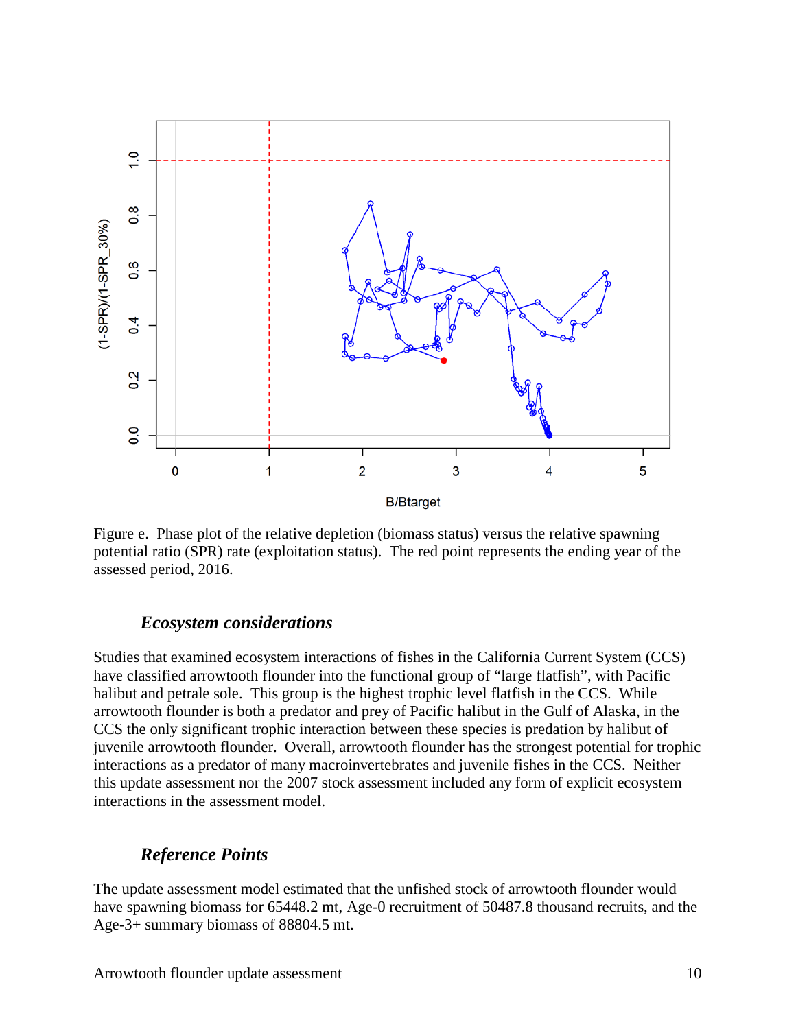(1-SPR)/(1-SPR_30%)

0.0
0.2
0.4
0.6
0.8
1.0

0
1
2
3
4
5

B/Btarget

Figure e. Phase plot of the relative depletion (biomass status) versus the relative spawning potential ratio (SPR) rate (exploitation status). The red point represents the ending year of the assessed period, 2016.

### *Ecosystem considerations*

Studies that examined ecosystem interactions of fishes in the California Current System (CCS) have classified arrowtooth flounder into the functional group of "large flatfish", with Pacific halibut and petrale sole. This group is the highest trophic level flatfish in the CCS. While arrowtooth flounder is both a predator and prey of Pacific halibut in the Gulf of Alaska, in the CCS the only significant trophic interaction between these species is predation by halibut of juvenile arrowtooth flounder. Overall, arrowtooth flounder has the strongest potential for trophic interactions as a predator of many macroinvertebrates and juvenile fishes in the CCS. Neither this update assessment nor the 2007 stock assessment included any form of explicit ecosystem interactions in the assessment model.

### *Reference Points*

The update assessment model estimated that the unfished stock of arrowtooth flounder would have spawning biomass for 65448.2 mt, Age-0 recruitment of 50487.8 thousand recruits, and the Age-3+ summary biomass of 88804.5 mt.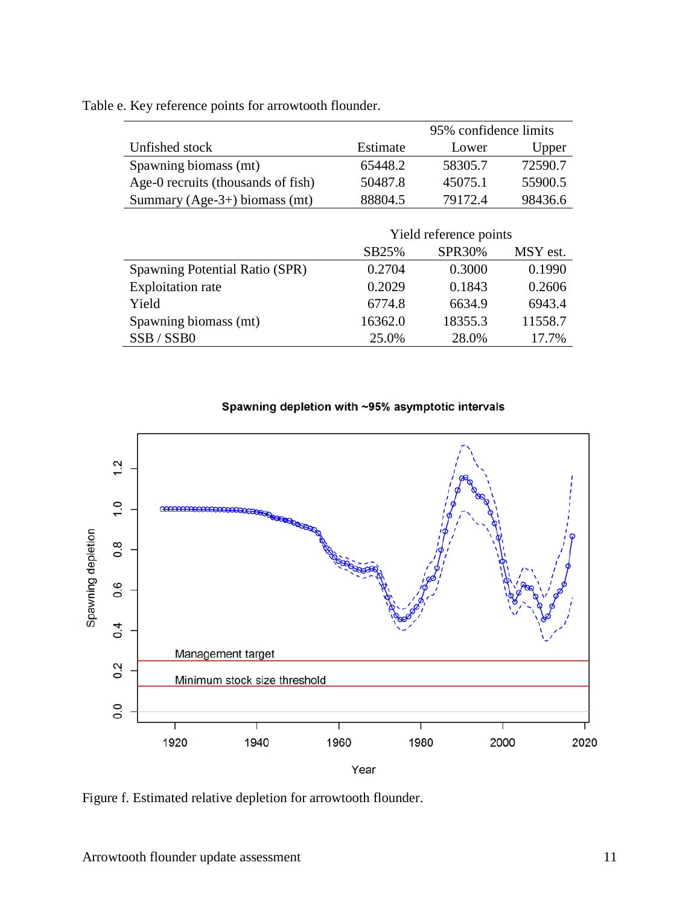Table e. Key reference points for arrowtooth flounder.

| Unfished stock | Estimate | 95% confidence limits Lower | Upper |
|---|---|---|---|
| Spawning biomass (mt) | 65448.2 | 58305.7 | 72590.7 |
| Age-0 recruits (thousands of fish) | 50487.8 | 45075.1 | 55900.5 |
| Summary (Age-3+) biomass (mt) | 88804.5 | 79172.4 | 98436.6 |

| | Yield reference points SB25% | SPR30% | MSY est. |
|---|---|---|---|
| Spawning Potential Ratio (SPR) | 0.2704 | 0.3000 | 0.1990 |
| Exploitation rate | 0.2029 | 0.1843 | 0.2606 |
| Yield | 6774.8 | 6634.9 | 6943.4 |
| Spawning biomass (mt) | 16362.0 | 18355.3 | 11558.7 |
| SSB / SSB0 | 25.0% | 28.0% | 17.7% |

Spawning depletion with ~95% asymptotic intervals

Spawning depletion

0.0
0.2
0.4
0.6
0.8
1.0
1.2

Management target

Minimum stock size threshold

1920
1940
1960
1980
2000
2020

Year

Figure f. Estimated relative depletion for arrowtooth flounder.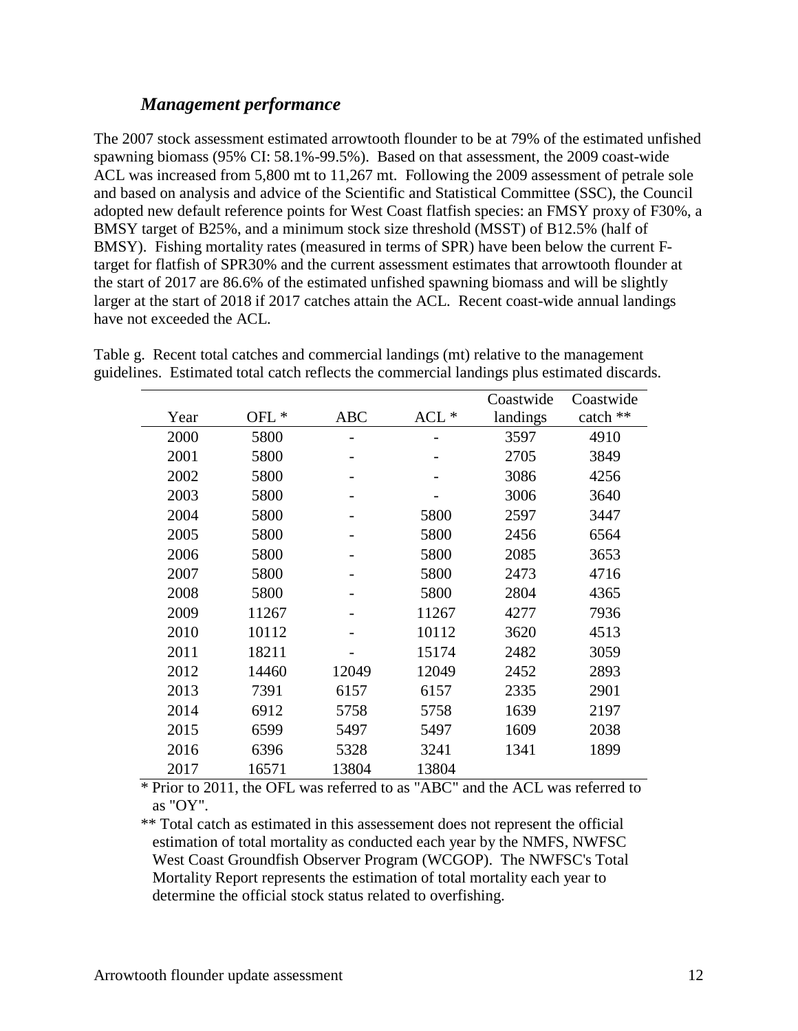### *Management performance*

The 2007 stock assessment estimated arrowtooth flounder to be at 79% of the estimated unfished spawning biomass (95% CI: 58.1%-99.5%). Based on that assessment, the 2009 coast-wide ACL was increased from 5,800 mt to 11,267 mt. Following the 2009 assessment of petrale sole and based on analysis and advice of the Scientific and Statistical Committee (SSC), the Council adopted new default reference points for West Coast flatfish species: an FMSY proxy of F30%, a BMSY target of B25%, and a minimum stock size threshold (MSST) of B12.5% (half of BMSY). Fishing mortality rates (measured in terms of SPR) have been below the current F-target for flatfish of SPR30% and the current assessment estimates that arrowtooth flounder at the start of 2017 are 86.6% of the estimated unfished spawning biomass and will be slightly larger at the start of 2018 if 2017 catches attain the ACL. Recent coast-wide annual landings have not exceeded the ACL.

Table g. Recent total catches and commercial landings (mt) relative to the management guidelines. Estimated total catch reflects the commercial landings plus estimated discards.

| Year | OFL * | ABC | ACL * | Coastwide landings | Coastwide catch ** |
|---|---|---|---|---|---|
| 2000 | 5800 | - | - | 3597 | 4910 |
| 2001 | 5800 | - | - | 2705 | 3849 |
| 2002 | 5800 | - | - | 3086 | 4256 |
| 2003 | 5800 | - | - | 3006 | 3640 |
| 2004 | 5800 | - | 5800 | 2597 | 3447 |
| 2005 | 5800 | - | 5800 | 2456 | 6564 |
| 2006 | 5800 | - | 5800 | 2085 | 3653 |
| 2007 | 5800 | - | 5800 | 2473 | 4716 |
| 2008 | 5800 | - | 5800 | 2804 | 4365 |
| 2009 | 11267 | - | 11267 | 4277 | 7936 |
| 2010 | 10112 | - | 10112 | 3620 | 4513 |
| 2011 | 18211 | - | 15174 | 2482 | 3059 |
| 2012 | 14460 | 12049 | 12049 | 2452 | 2893 |
| 2013 | 7391 | 6157 | 6157 | 2335 | 2901 |
| 2014 | 6912 | 5758 | 5758 | 1639 | 2197 |
| 2015 | 6599 | 5497 | 5497 | 1609 | 2038 |
| 2016 | 6396 | 5328 | 3241 | 1341 | 1899 |
| 2017 | 16571 | 13804 | 13804 | | |

* Prior to 2011, the OFL was referred to as "ABC" and the ACL was referred to as "OY".

** Total catch as estimated in this assessement does not represent the official estimation of total mortality as conducted each year by the NMFS, NWFSC West Coast Groundfish Observer Program (WCGOP). The NWFSC's Total Mortality Report represents the estimation of total mortality each year to determine the official stock status related to overfishing.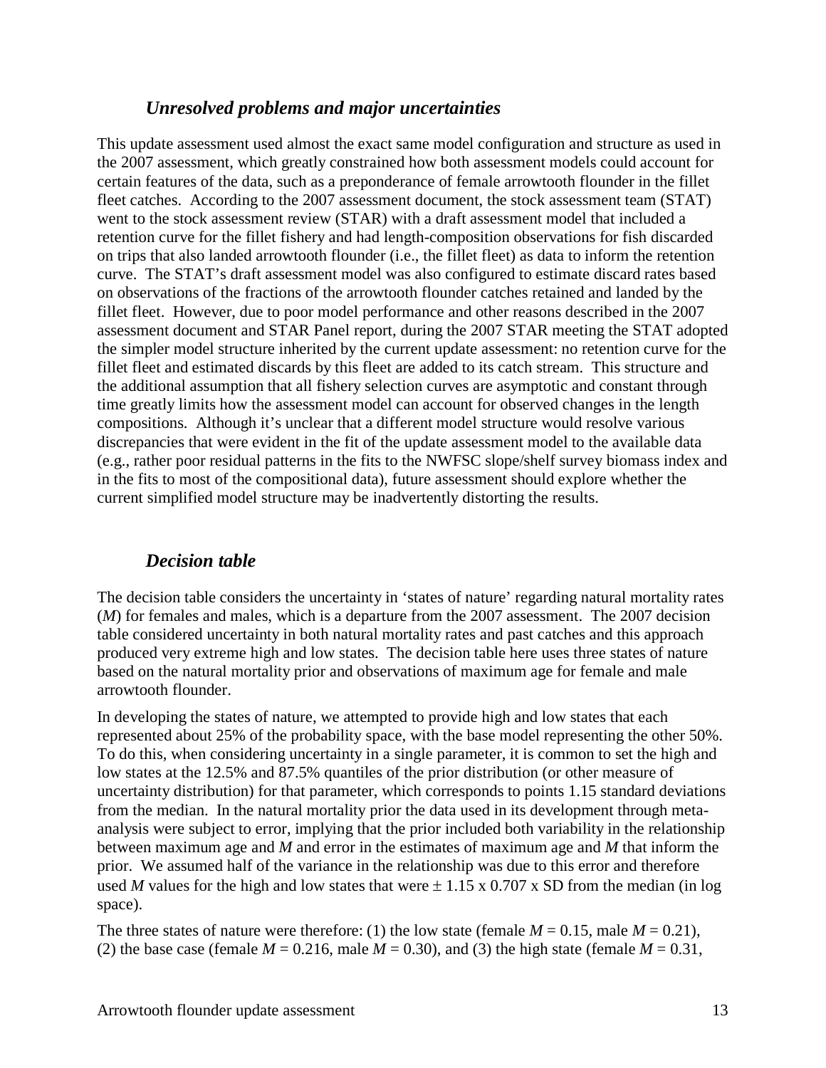### *Unresolved problems and major uncertainties*

This update assessment used almost the exact same model configuration and structure as used in the 2007 assessment, which greatly constrained how both assessment models could account for certain features of the data, such as a preponderance of female arrowtooth flounder in the fillet fleet catches. According to the 2007 assessment document, the stock assessment team (STAT) went to the stock assessment review (STAR) with a draft assessment model that included a retention curve for the fillet fishery and had length-composition observations for fish discarded on trips that also landed arrowtooth flounder (i.e., the fillet fleet) as data to inform the retention curve. The STAT's draft assessment model was also configured to estimate discard rates based on observations of the fractions of the arrowtooth flounder catches retained and landed by the fillet fleet. However, due to poor model performance and other reasons described in the 2007 assessment document and STAR Panel report, during the 2007 STAR meeting the STAT adopted the simpler model structure inherited by the current update assessment: no retention curve for the fillet fleet and estimated discards by this fleet are added to its catch stream. This structure and the additional assumption that all fishery selection curves are asymptotic and constant through time greatly limits how the assessment model can account for observed changes in the length compositions. Although it's unclear that a different model structure would resolve various discrepancies that were evident in the fit of the update assessment model to the available data (e.g., rather poor residual patterns in the fits to the NWFSC slope/shelf survey biomass index and in the fits to most of the compositional data), future assessment should explore whether the current simplified model structure may be inadvertently distorting the results.

### *Decision table*

The decision table considers the uncertainty in 'states of nature' regarding natural mortality rates (*M*) for females and males, which is a departure from the 2007 assessment. The 2007 decision table considered uncertainty in both natural mortality rates and past catches and this approach produced very extreme high and low states. The decision table here uses three states of nature based on the natural mortality prior and observations of maximum age for female and male arrowtooth flounder.

In developing the states of nature, we attempted to provide high and low states that each represented about 25% of the probability space, with the base model representing the other 50%. To do this, when considering uncertainty in a single parameter, it is common to set the high and low states at the 12.5% and 87.5% quantiles of the prior distribution (or other measure of uncertainty distribution) for that parameter, which corresponds to points 1.15 standard deviations from the median. In the natural mortality prior the data used in its development through meta-analysis were subject to error, implying that the prior included both variability in the relationship between maximum age and *M* and error in the estimates of maximum age and *M* that inform the prior. We assumed half of the variance in the relationship was due to this error and therefore used *M* values for the high and low states that were $\pm$ 1.15 x 0.707 x SD from the median (in log space).

The three states of nature were therefore: (1) the low state (female $M$ = 0.15, male $M$ = 0.21), (2) the base case (female $M$ = 0.216, male $M$ = 0.30), and (3) the high state (female $M$ = 0.31,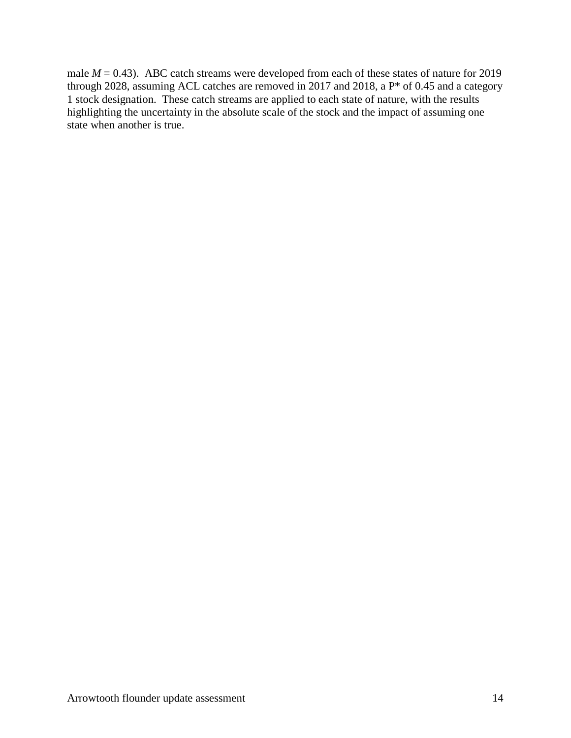male $M = 0.43$). ABC catch streams were developed from each of these states of nature for 2019 through 2028, assuming ACL catches are removed in 2017 and 2018, a P* of 0.45 and a category 1 stock designation. These catch streams are applied to each state of nature, with the results highlighting the uncertainty in the absolute scale of the stock and the impact of assuming one state when another is true.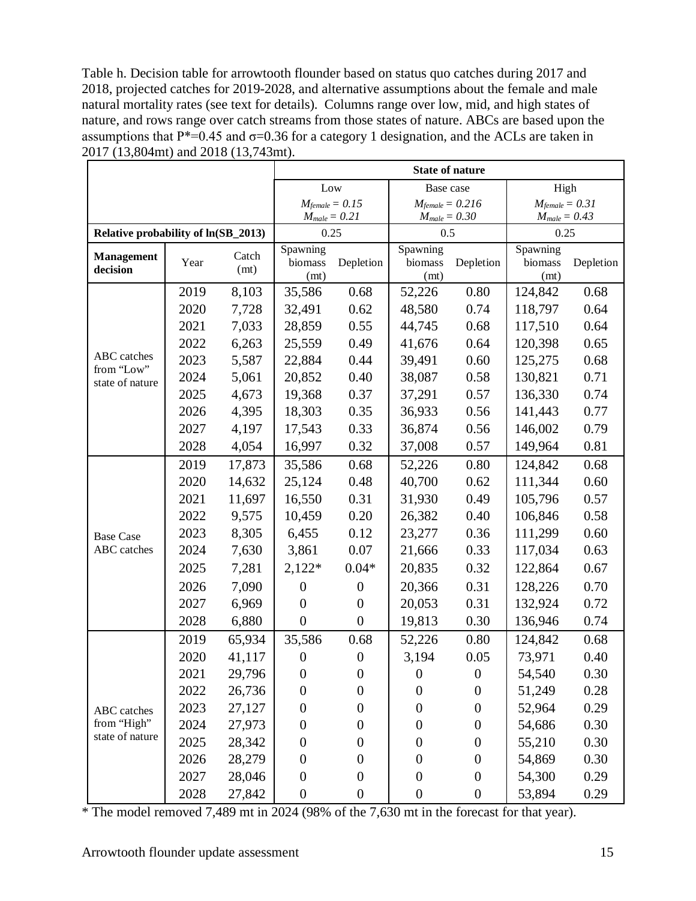Table h. Decision table for arrowtooth flounder based on status quo catches during 2017 and 2018, projected catches for 2019-2028, and alternative assumptions about the female and male natural mortality rates (see text for details). Columns range over low, mid, and high states of nature, and rows range over catch streams from those states of nature. ABCs are based upon the assumptions that P*=0.45 and σ=0.36 for a category 1 designation, and the ACLs are taken in 2017 (13,804mt) and 2018 (13,743mt).

| | | | State of nature | | | | | |
|---|---|---|---|---|---|---|---|---|
| | | | Low | | Base case | | High | |
| | | | $M_{female} = 0.15$ $M_{male} = 0.21$ | | $M_{female} = 0.216$ $M_{male} = 0.30$ | | $M_{female} = 0.31$ $M_{male} = 0.43$ | |
| **Relative probability of ln(SB_2013)** | | | 0.25 | | 0.5 | | 0.25 | |
| **Management decision** | Year | Catch (mt) | Spawning biomass (mt) | Depletion | Spawning biomass (mt) | Depletion | Spawning biomass (mt) | Depletion |
| ABC catches from "Low" state of nature | 2019 | 8,103 | 35,586 | 0.68 | 52,226 | 0.80 | 124,842 | 0.68 |
| | 2020 | 7,728 | 32,491 | 0.62 | 48,580 | 0.74 | 118,797 | 0.64 |
| | 2021 | 7,033 | 28,859 | 0.55 | 44,745 | 0.68 | 117,510 | 0.64 |
| | 2022 | 6,263 | 25,559 | 0.49 | 41,676 | 0.64 | 120,398 | 0.65 |
| | 2023 | 5,587 | 22,884 | 0.44 | 39,491 | 0.60 | 125,275 | 0.68 |
| | 2024 | 5,061 | 20,852 | 0.40 | 38,087 | 0.58 | 130,821 | 0.71 |
| | 2025 | 4,673 | 19,368 | 0.37 | 37,291 | 0.57 | 136,330 | 0.74 |
| | 2026 | 4,395 | 18,303 | 0.35 | 36,933 | 0.56 | 141,443 | 0.77 |
| | 2027 | 4,197 | 17,543 | 0.33 | 36,874 | 0.56 | 146,002 | 0.79 |
| | 2028 | 4,054 | 16,997 | 0.32 | 37,008 | 0.57 | 149,964 | 0.81 |
| Base Case ABC catches | 2019 | 17,873 | 35,586 | 0.68 | 52,226 | 0.80 | 124,842 | 0.68 |
| | 2020 | 14,632 | 25,124 | 0.48 | 40,700 | 0.62 | 111,344 | 0.60 |
| | 2021 | 11,697 | 16,550 | 0.31 | 31,930 | 0.49 | 105,796 | 0.57 |
| | 2022 | 9,575 | 10,459 | 0.20 | 26,382 | 0.40 | 106,846 | 0.58 |
| | 2023 | 8,305 | 6,455 | 0.12 | 23,277 | 0.36 | 111,299 | 0.60 |
| | 2024 | 7,630 | 3,861 | 0.07 | 21,666 | 0.33 | 117,034 | 0.63 |
| | 2025 | 7,281 | 2,122* | 0.04* | 20,835 | 0.32 | 122,864 | 0.67 |
| | 2026 | 7,090 | 0 | 0 | 20,366 | 0.31 | 128,226 | 0.70 |
| | 2027 | 6,969 | 0 | 0 | 20,053 | 0.31 | 132,924 | 0.72 |
| | 2028 | 6,880 | 0 | 0 | 19,813 | 0.30 | 136,946 | 0.74 |
| ABC catches from "High" state of nature | 2019 | 65,934 | 35,586 | 0.68 | 52,226 | 0.80 | 124,842 | 0.68 |
| | 2020 | 41,117 | 0 | 0 | 3,194 | 0.05 | 73,971 | 0.40 |
| | 2021 | 29,796 | 0 | 0 | 0 | 0 | 54,540 | 0.30 |
| | 2022 | 26,736 | 0 | 0 | 0 | 0 | 51,249 | 0.28 |
| | 2023 | 27,127 | 0 | 0 | 0 | 0 | 52,964 | 0.29 |
| | 2024 | 27,973 | 0 | 0 | 0 | 0 | 54,686 | 0.30 |
| | 2025 | 28,342 | 0 | 0 | 0 | 0 | 55,210 | 0.30 |
| | 2026 | 28,279 | 0 | 0 | 0 | 0 | 54,869 | 0.30 |
| | 2027 | 28,046 | 0 | 0 | 0 | 0 | 54,300 | 0.29 |
| | 2028 | 27,842 | 0 | 0 | 0 | 0 | 53,894 | 0.29 |

* The model removed 7,489 mt in 2024 (98% of the 7,630 mt in the forecast for that year).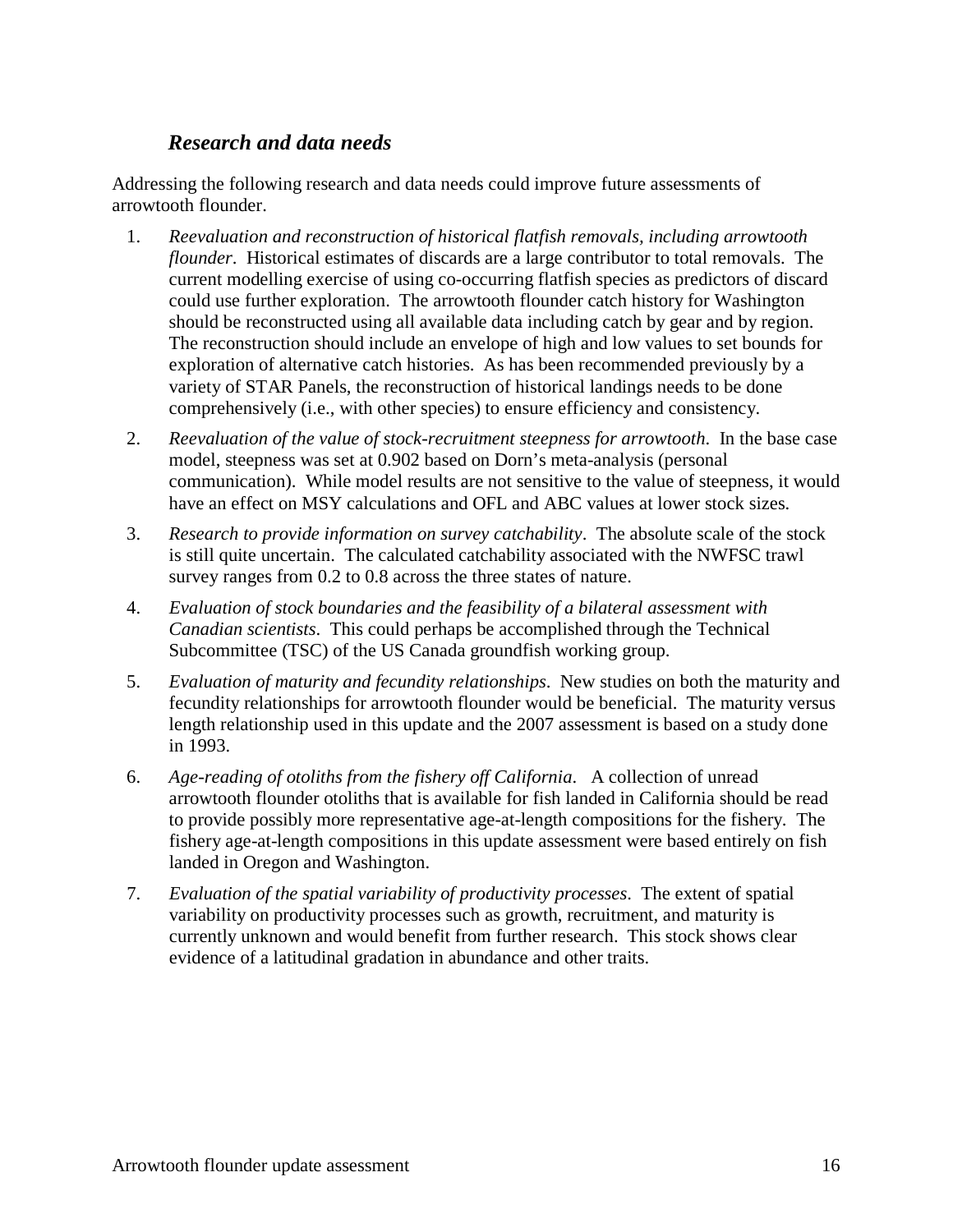### *Research and data needs*

Addressing the following research and data needs could improve future assessments of arrowtooth flounder.

1. *Reevaluation and reconstruction of historical flatfish removals, including arrowtooth flounder*. Historical estimates of discards are a large contributor to total removals. The current modelling exercise of using co-occurring flatfish species as predictors of discard could use further exploration. The arrowtooth flounder catch history for Washington should be reconstructed using all available data including catch by gear and by region. The reconstruction should include an envelope of high and low values to set bounds for exploration of alternative catch histories. As has been recommended previously by a variety of STAR Panels, the reconstruction of historical landings needs to be done comprehensively (i.e., with other species) to ensure efficiency and consistency.

2. *Reevaluation of the value of stock-recruitment steepness for arrowtooth*. In the base case model, steepness was set at 0.902 based on Dorn's meta-analysis (personal communication). While model results are not sensitive to the value of steepness, it would have an effect on MSY calculations and OFL and ABC values at lower stock sizes.

3. *Research to provide information on survey catchability*. The absolute scale of the stock is still quite uncertain. The calculated catchability associated with the NWFSC trawl survey ranges from 0.2 to 0.8 across the three states of nature.

4. *Evaluation of stock boundaries and the feasibility of a bilateral assessment with Canadian scientists*. This could perhaps be accomplished through the Technical Subcommittee (TSC) of the US Canada groundfish working group.

5. *Evaluation of maturity and fecundity relationships*. New studies on both the maturity and fecundity relationships for arrowtooth flounder would be beneficial. The maturity versus length relationship used in this update and the 2007 assessment is based on a study done in 1993.

6. *Age-reading of otoliths from the fishery off California*. A collection of unread arrowtooth flounder otoliths that is available for fish landed in California should be read to provide possibly more representative age-at-length compositions for the fishery. The fishery age-at-length compositions in this update assessment were based entirely on fish landed in Oregon and Washington.

7. *Evaluation of the spatial variability of productivity processes*. The extent of spatial variability on productivity processes such as growth, recruitment, and maturity is currently unknown and would benefit from further research. This stock shows clear evidence of a latitudinal gradation in abundance and other traits.